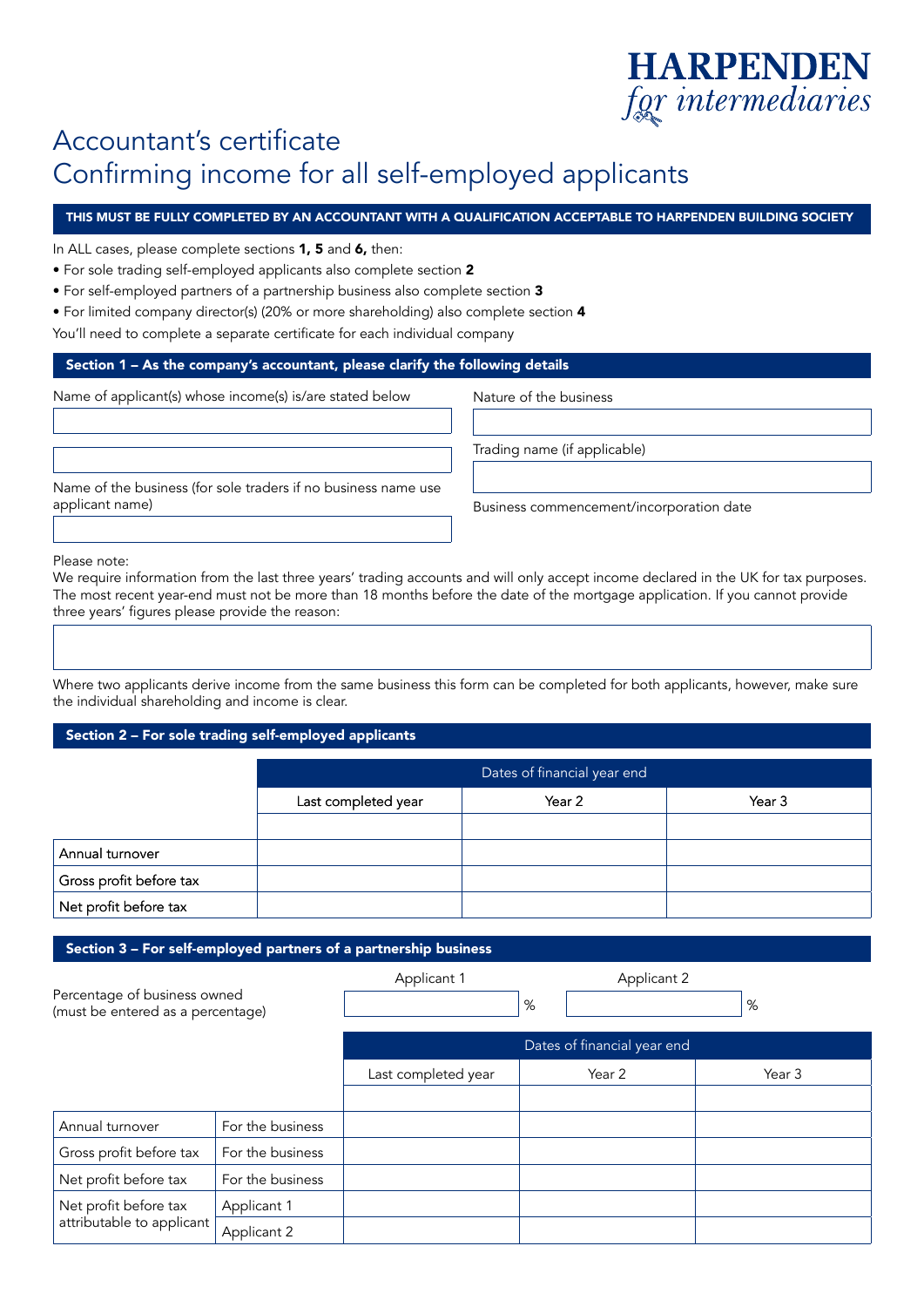HARPENDEN
*for intermediaries*

# Accountant's certificate
# Confirming income for all self-employed applicants

**THIS MUST BE FULLY COMPLETED BY AN ACCOUNTANT WITH A QUALIFICATION ACCEPTABLE TO HARPENDEN BUILDING SOCIETY**

In ALL cases, please complete sections **1, 5** and **6,** then:

- For sole trading self-employed applicants also complete section **2**
- For self-employed partners of a partnership business also complete section **3**
- For limited company director(s) (20% or more shareholding) also complete section **4**

You'll need to complete a separate certificate for each individual company

## Section 1 – As the company's accountant, please clarify the following details

Name of applicant(s) whose income(s) is/are stated below

Name of the business (for sole traders if no business name use applicant name)

Nature of the business

Trading name (if applicable)

Business commencement/incorporation date

Please note:
We require information from the last three years' trading accounts and will only accept income declared in the UK for tax purposes. The most recent year-end must not be more than 18 months before the date of the mortgage application. If you cannot provide three years' figures please provide the reason:

Where two applicants derive income from the same business this form can be completed for both applicants, however, make sure the individual shareholding and income is clear.

## Section 2 – For sole trading self-employed applicants

| | Dates of financial year end | | |
|---|---|---|---|
| | Last completed year | Year 2 | Year 3 |
| | | | |
| Annual turnover | | | |
| Gross profit before tax | | | |
| Net profit before tax | | | |

## Section 3 – For self-employed partners of a partnership business

| | Applicant 1 | Applicant 2 |
|---|---|---|
| Percentage of business owned (must be entered as a percentage) | % | % |

| | | Dates of financial year end | | |
|---|---|---|---|---|
| | | Last completed year | Year 2 | Year 3 |
| | | | | |
| Annual turnover | For the business | | | |
| Gross profit before tax | For the business | | | |
| Net profit before tax | For the business | | | |
| Net profit before tax attributable to applicant | Applicant 1 | | | |
| | Applicant 2 | | | |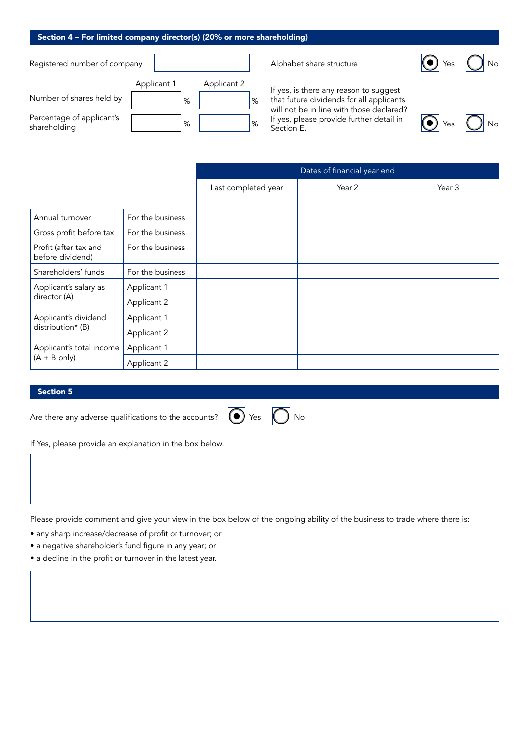## Section 4 – For limited company director(s) (20% or more shareholding)

Registered number of company

| | Applicant 1 | Applicant 2 |
|---|---|---|
| Number of shares held by | % | % |
| Percentage of applicant's shareholding | % | % |

Alphabet share structure ◉ Yes ◯ No

If yes, is there any reason to suggest that future dividends for all applicants will not be in line with those declared? If yes, please provide further detail in Section E. ◉ Yes ◯ No

| | | Dates of financial year end | | |
|---|---|---|---|---|
| | | Last completed year | Year 2 | Year 3 |
| | | | | |
| Annual turnover | For the business | | | |
| Gross profit before tax | For the business | | | |
| Profit (after tax and before dividend) | For the business | | | |
| Shareholders' funds | For the business | | | |
| Applicant's salary as director (A) | Applicant 1 | | | |
| | Applicant 2 | | | |
| Applicant's dividend distribution* (B) | Applicant 1 | | | |
| | Applicant 2 | | | |
| Applicant's total income (A + B only) | Applicant 1 | | | |
| | Applicant 2 | | | |

## Section 5

Are there any adverse qualifications to the accounts? ◉ Yes ◯ No

If Yes, please provide an explanation in the box below.

Please provide comment and give your view in the box below of the ongoing ability of the business to trade where there is:

- any sharp increase/decrease of profit or turnover; or
- a negative shareholder's fund figure in any year; or
- a decline in the profit or turnover in the latest year.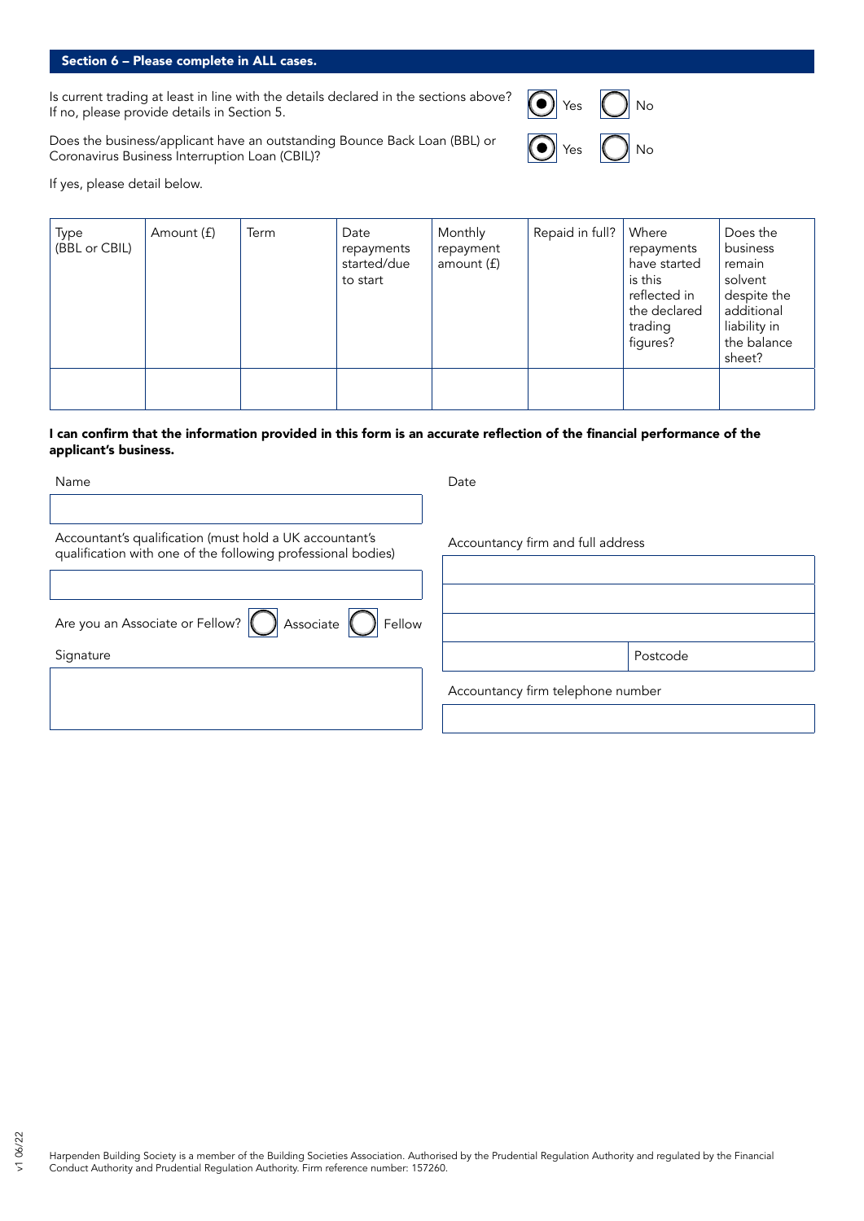## Section 6 – Please complete in ALL cases.

Is current trading at least in line with the details declared in the sections above? If no, please provide details in Section 5.

(●) Yes ( ) No

Does the business/applicant have an outstanding Bounce Back Loan (BBL) or Coronavirus Business Interruption Loan (CBIL)?

(●) Yes ( ) No

If yes, please detail below.

| Type (BBL or CBIL) | Amount (£) | Term | Date repayments started/due to start | Monthly repayment amount (£) | Repaid in full? | Where repayments have started is this reflected in the declared trading figures? | Does the business remain solvent despite the additional liability in the balance sheet? |
|---|---|---|---|---|---|---|---|
| | | | | | | | |

**I can confirm that the information provided in this form is an accurate reflection of the financial performance of the applicant's business.**

Name

Date

Accountant's qualification (must hold a UK accountant's qualification with one of the following professional bodies)

Accountancy firm and full address

Postcode

Are you an Associate or Fellow? ( ) Associate ( ) Fellow

Signature

Accountancy firm telephone number

v1 06/22

Harpenden Building Society is a member of the Building Societies Association. Authorised by the Prudential Regulation Authority and regulated by the Financial Conduct Authority and Prudential Regulation Authority. Firm reference number: 157260.